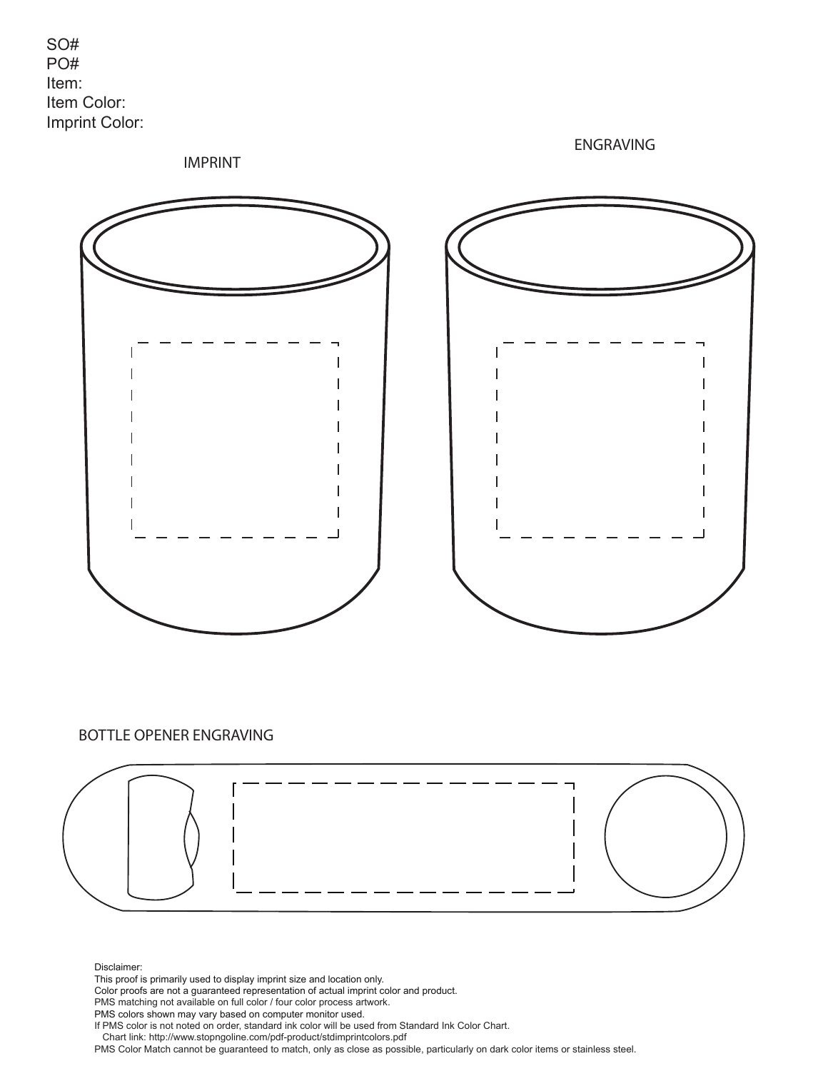SO#
PO#
Item:
Item Color:
Imprint Color:

IMPRINT

ENGRAVING

BOTTLE OPENER ENGRAVING

Disclaimer:
This proof is primarily used to display imprint size and location only.
Color proofs are not a guaranteed representation of actual imprint color and product.
PMS matching not available on full color / four color process artwork.
PMS colors shown may vary based on computer monitor used.
If PMS color is not noted on order, standard ink color will be used from Standard Ink Color Chart.
Chart link: http://www.stopngoline.com/pdf-product/stdimprintcolors.pdf
PMS Color Match cannot be guaranteed to match, only as close as possible, particularly on dark color items or stainless steel.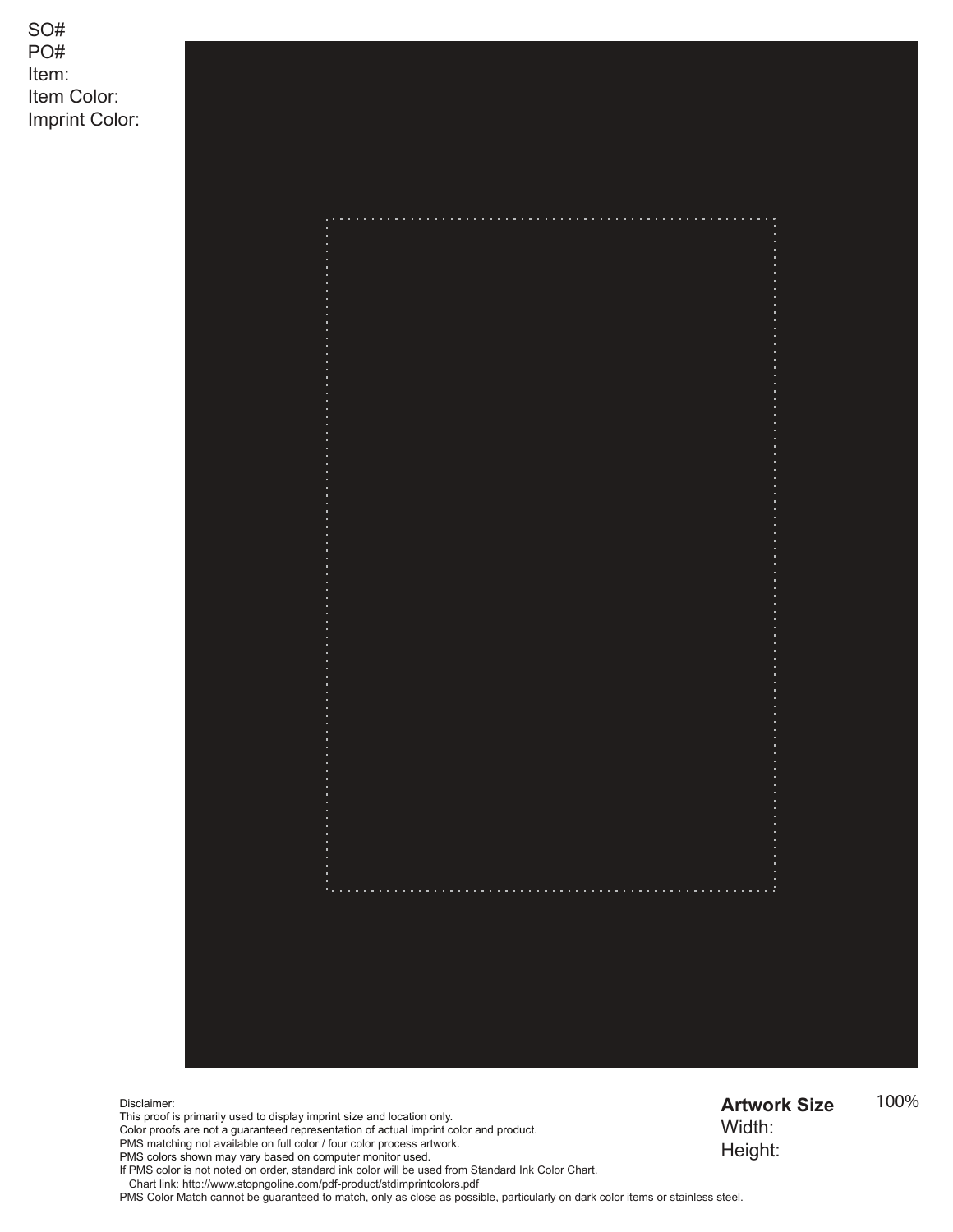SO#
PO#
Item:
Item Color:
Imprint Color:

Disclaimer:
This proof is primarily used to display imprint size and location only.
Color proofs are not a guaranteed representation of actual imprint color and product.
PMS matching not available on full color / four color process artwork.
PMS colors shown may vary based on computer monitor used.
If PMS color is not noted on order, standard ink color will be used from Standard Ink Color Chart.
Chart link: http://www.stopngoline.com/pdf-product/stdimprintcolors.pdf
PMS Color Match cannot be guaranteed to match, only as close as possible, particularly on dark color items or stainless steel.

**Artwork Size** 100%
Width:
Height: